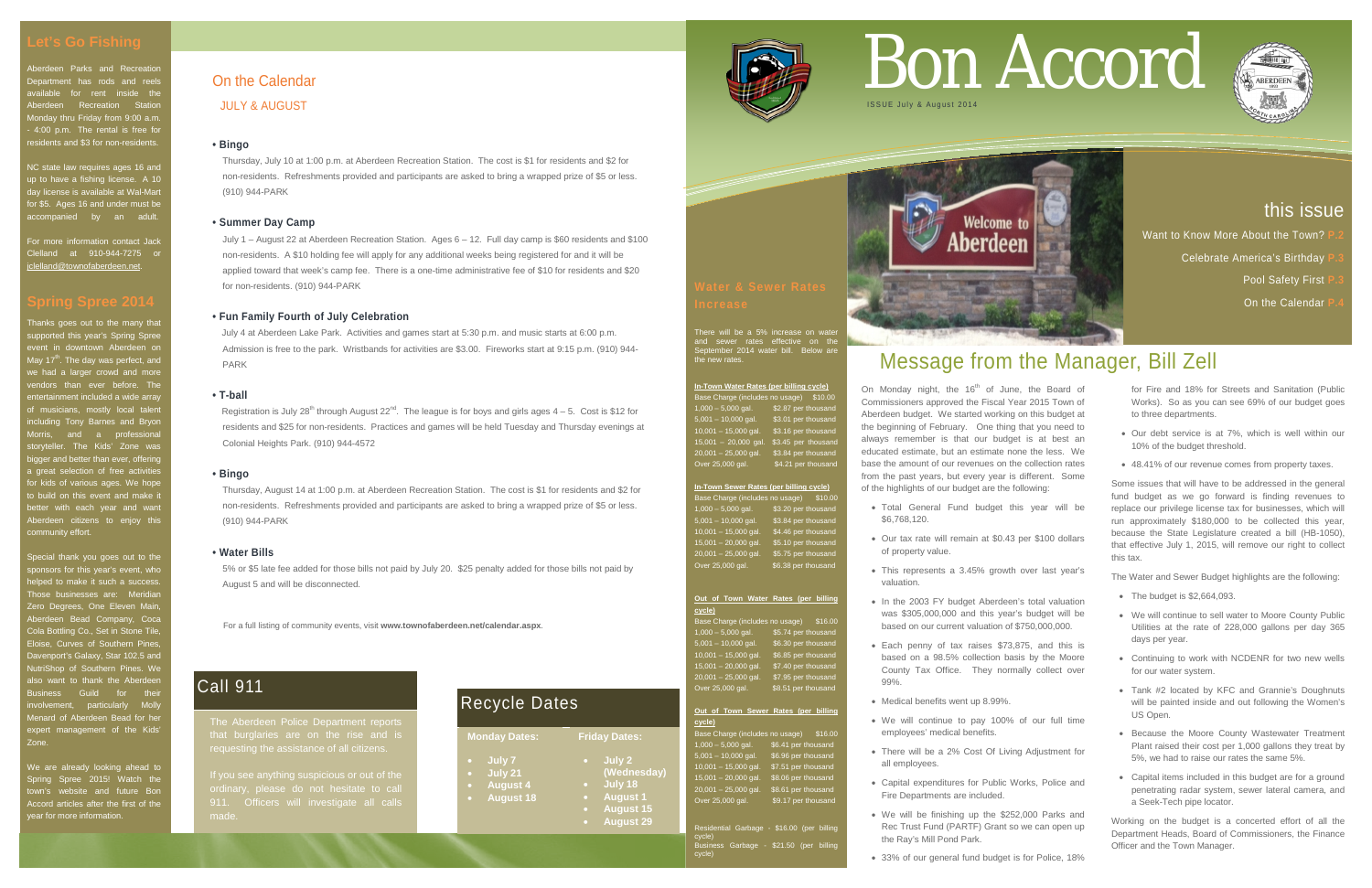# Bon Accord

ISSUE July & August 2014

## this issue

Want to Know More About the Town? P.2

Celebrate America's Birthday P.3

Pool Safety First P.3

On the Calendar P.4

## Message from the Manager, Bill Zell

On Monday night, the 16th of June, the Board of Commissioners approved the Fiscal Year 2015 Town of Aberdeen budget. We started working on this budget at the beginning of February. One thing that you need to always remember is that our budget is at best an educated estimate, but an estimate none the less. We base the amount of our revenues on the collection rates from the past years, but every year is different. Some of the highlights of our budget are the following:

- Total General Fund budget this year will be $6,768,120.
- Our tax rate will remain at $0.43 per $100 dollars of property value.
- This represents a 3.45% growth over last year's valuation.
- In the 2003 FY budget Aberdeen's total valuation was $305,000,000 and this year's budget will be based on our current valuation of $750,000,000.
- Each penny of tax raises $73,875, and this is based on a 98.5% collection basis by the Moore County Tax Office. They normally collect over 99%.
- Medical benefits went up 8.99%.
- We will continue to pay 100% of our full time employees' medical benefits.
- There will be a 2% Cost Of Living Adjustment for all employees.
- Capital expenditures for Public Works, Police and Fire Departments are included.
- We will be finishing up the $252,000 Parks and Rec Trust Fund (PARTF) Grant so we can open up the Ray's Mill Pond Park.
- 33% of our general fund budget is for Police, 18% for Fire and 18% for Streets and Sanitation (Public Works). So as you can see 69% of our budget goes to three departments.
- Our debt service is at 7%, which is well within our 10% of the budget threshold.
- 48.41% of our revenue comes from property taxes.

Some issues that will have to be addressed in the general fund budget as we go forward is finding revenues to replace our privilege license tax for businesses, which will run approximately $180,000 to be collected this year, because the State Legislature created a bill (HB-1050), that effective July 1, 2015, will remove our right to collect this tax.

The Water and Sewer Budget highlights are the following:

- The budget is $2,664,093.
- We will continue to sell water to Moore County Public Utilities at the rate of 228,000 gallons per day 365 days per year.
- Continuing to work with NCDENR for two new wells for our water system.
- Tank #2 located by KFC and Grannie's Doughnuts will be painted inside and out following the Women's US Open.
- Because the Moore County Wastewater Treatment Plant raised their cost per 1,000 gallons they treat by 5%, we had to raise our rates the same 5%.
- Capital items included in this budget are for a ground penetrating radar system, sewer lateral camera, and a Seek-Tech pipe locator.

Working on the budget is a concerted effort of all the Department Heads, Board of Commissioners, the Finance Officer and the Town Manager.

## Water & Sewer Rates Increase

There will be a 5% increase on water and sewer rates effective on the September 2014 water bill. Below are the new rates.

**In-Town Water Rates (per billing cycle)**

| | |
|---|---|
| Base Charge (includes no usage) | $10.00 |
| 1,000 – 5,000 gal. | $2.87 per thousand |
| 5,001 – 10,000 gal. | $3.01 per thousand |
| 10,001 – 15,000 gal. | $3.16 per thousand |
| 15,001 – 20,000 gal. | $3.45 per thousand |
| 20,001 – 25,000 gal. | $3.84 per thousand |
| Over 25,000 gal. | $4.21 per thousand |

**In-Town Sewer Rates (per billing cycle)**

| | |
|---|---|
| Base Charge (includes no usage) | $10.00 |
| 1,000 – 5,000 gal. | $3.20 per thousand |
| 5,001 – 10,000 gal. | $3.84 per thousand |
| 10,001 – 15,000 gal. | $4.46 per thousand |
| 15,001 – 20,000 gal. | $5.10 per thousand |
| 20,001 – 25,000 gal. | $5.75 per thousand |
| Over 25,000 gal. | $6.38 per thousand |

**Out of Town Water Rates (per billing cycle)**

| | |
|---|---|
| Base Charge (includes no usage) | $16.00 |
| 1,000 – 5,000 gal. | $5.74 per thousand |
| 5,001 – 10,000 gal. | $6.30 per thousand |
| 10,001 – 15,000 gal. | $6.85 per thousand |
| 15,001 – 20,000 gal. | $7.40 per thousand |
| 20,001 – 25,000 gal. | $7.95 per thousand |
| Over 25,000 gal. | $8.51 per thousand |

**Out of Town Sewer Rates (per billing cycle)**

| | |
|---|---|
| Base Charge (includes no usage) | $16.00 |
| 1,000 – 5,000 gal. | $6.41 per thousand |
| 5,001 – 10,000 gal. | $6.96 per thousand |
| 10,001 – 15,000 gal. | $7.51 per thousand |
| 15,001 – 20,000 gal. | $8.06 per thousand |
| 20,001 – 25,000 gal. | $8.61 per thousand |
| Over 25,000 gal. | $9.17 per thousand |

Residential Garbage - $16.00 (per billing cycle)
Business Garbage - $21.50 (per billing cycle)

## Let's Go Fishing

Aberdeen Parks and Recreation Department has rods and reels available for rent inside the Aberdeen Recreation Station Monday thru Friday from 9:00 a.m. - 4:00 p.m. The rental is free for residents and $3 for non-residents.

NC state law requires ages 16 and up to have a fishing license. A 10 day license is available at Wal-Mart for $5. Ages 16 and under must be accompanied by an adult.

For more information contact Jack Clelland at 910-944-7275 or jclelland@townofaberdeen.net.

## Spring Spree 2014

Thanks goes out to the many that supported this year's Spring Spree event in downtown Aberdeen on May 17th. The day was perfect, and we had a larger crowd and more vendors than ever before. The entertainment included a wide array of musicians, mostly local talent including Tony Barnes and Bryon Morris, and a professional storyteller. The Kids' Zone was bigger and better than ever, offering a great selection of free activities for kids of various ages. We hope to build on this event and make it better with each year and want Aberdeen citizens to enjoy this community effort.

Special thank you goes out to the sponsors for this year's event, who helped to make it such a success. Those businesses are: Meridian Zero Degrees, One Eleven Main, Aberdeen Bead Company, Coca Cola Bottling Co., Set in Stone Tile, Eloise, Curves of Southern Pines, Davenport's Galaxy, Star 102.5 and NutriShop of Southern Pines. We also want to thank the Aberdeen Business Guild for their involvement, particularly Molly Menard of Aberdeen Bead for her expert management of the Kids' Zone.

We are already looking ahead to Spring Spree 2015! Watch the town's website and future Bon Accord articles after the first of the year for more information.

## On the Calendar

JULY & AUGUST

**• Bingo**

Thursday, July 10 at 1:00 p.m. at Aberdeen Recreation Station. The cost is $1 for residents and $2 for non-residents. Refreshments provided and participants are asked to bring a wrapped prize of $5 or less. (910) 944-PARK

**• Summer Day Camp**

July 1 – August 22 at Aberdeen Recreation Station. Ages 6 – 12. Full day camp is $60 residents and $100 non-residents. A $10 holding fee will apply for any additional weeks being registered for and it will be applied toward that week's camp fee. There is a one-time administrative fee of $10 for residents and $20 for non-residents. (910) 944-PARK

**• Fun Family Fourth of July Celebration**

July 4 at Aberdeen Lake Park. Activities and games start at 5:30 p.m. and music starts at 6:00 p.m. Admission is free to the park. Wristbands for activities are $3.00. Fireworks start at 9:15 p.m. (910) 944-PARK

**• T-ball**

Registration is July 28th through August 22nd. The league is for boys and girls ages 4 – 5. Cost is $12 for residents and $25 for non-residents. Practices and games will be held Tuesday and Thursday evenings at Colonial Heights Park. (910) 944-4572

**• Bingo**

Thursday, August 14 at 1:00 p.m. at Aberdeen Recreation Station. The cost is $1 for residents and $2 for non-residents. Refreshments provided and participants are asked to bring a wrapped prize of $5 or less. (910) 944-PARK

**• Water Bills**

5% or $5 late fee added for those bills not paid by July 20. $25 penalty added for those bills not paid by August 5 and will be disconnected.

For a full listing of community events, visit **www.townofaberdeen.net/calendar.aspx**.

## Call 911

The Aberdeen Police Department reports that burglaries are on the rise and is requesting the assistance of all citizens.

If you see anything suspicious or out of the ordinary, please do not hesitate to call 911. Officers will investigate all calls made.

## Recycle Dates

| Monday Dates: | Friday Dates: |
|---|---|
| • July 7 | • July 2 (Wednesday) |
| • July 21 | • July 18 |
| • August 4 | • August 1 |
| • August 18 | • August 15 |
| | • August 29 |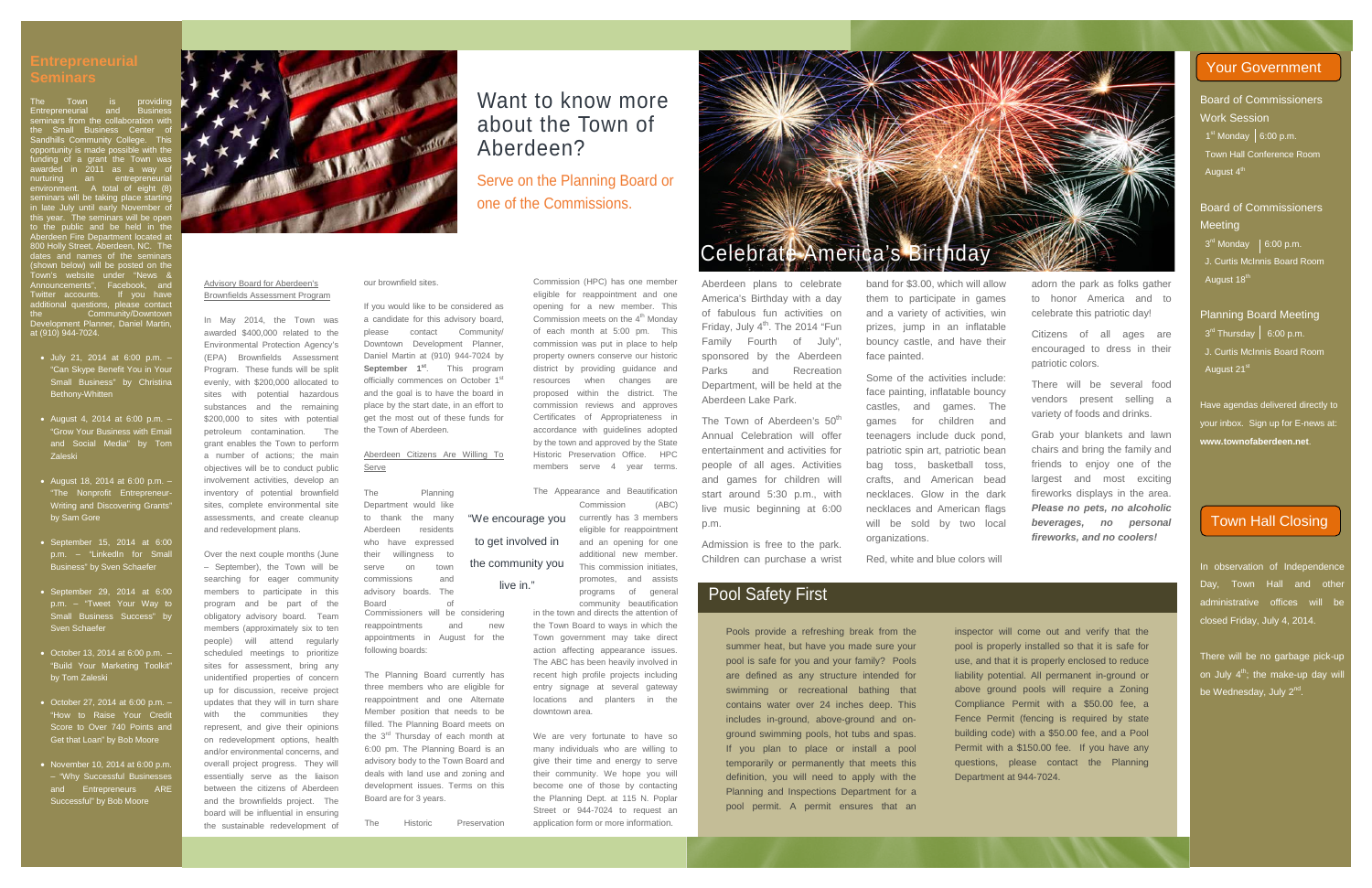## Entrepreneurial Seminars

The Town is providing Entrepreneurial and Business seminars from the collaboration with the Small Business Center of Sandhills Community College. This opportunity is made possible with the funding of a grant the Town was awarded in 2011 as a way of nurturing an entrepreneurial environment. A total of eight (8) seminars will be taking place starting in late July until early November of this year. The seminars will be open to the public and be held in the Aberdeen Fire Department located at 800 Holly Street, Aberdeen, NC. The dates and names of the seminars (shown below) will be posted on the Town's website under "News & Announcements", Facebook, and Twitter accounts. If you have additional questions, please contact the Community/Downtown Development Planner, Daniel Martin, at (910) 944-7024.

- July 21, 2014 at 6:00 p.m. – "Can Skype Benefit You in Your Small Business" by Christina Bethony-Whitten
- August 4, 2014 at 6:00 p.m. – "Grow Your Business with Email and Social Media" by Tom Zaleski
- August 18, 2014 at 6:00 p.m. – "The Nonprofit Entrepreneur-Writing and Discovering Grants" by Sam Gore
- September 15, 2014 at 6:00 p.m. – "LinkedIn for Small Business" by Sven Schaefer
- September 29, 2014 at 6:00 p.m. – "Tweet Your Way to Small Business Success" by Sven Schaefer
- October 13, 2014 at 6:00 p.m. – "Build Your Marketing Toolkit" by Tom Zaleski
- October 27, 2014 at 6:00 p.m. – "How to Raise Your Credit Score to Over 740 Points and Get that Loan" by Bob Moore
- November 10, 2014 at 6:00 p.m. – "Why Successful Businesses and Entrepreneurs ARE Successful" by Bob Moore

## Want to know more about the Town of Aberdeen?

Serve on the Planning Board or one of the Commissions.

### Advisory Board for Aberdeen's Brownfields Assessment Program

In May 2014, the Town was awarded $400,000 related to the Environmental Protection Agency's (EPA) Brownfields Assessment Program. These funds will be split evenly, with $200,000 allocated to sites with potential hazardous substances and the remaining $200,000 to sites with potential petroleum contamination. The grant enables the Town to perform a number of actions; the main objectives will be to conduct public involvement activities, develop an inventory of potential brownfield sites, complete environmental site assessments, and create cleanup and redevelopment plans.

Over the next couple months (June – September), the Town will be searching for eager community members to participate in this program and be part of the obligatory advisory board. Team members (approximately six to ten people) will attend regularly scheduled meetings to prioritize sites for discussion, bring any unidentified properties of concern up for discussion, receive project updates that they will in turn share with the communities they represent, and give their opinions on redevelopment options, health and/or environmental concerns, and overall project progress. They will essentially serve as the liaison between the citizens of Aberdeen and the brownfields project. The board will be influential in ensuring the sustainable redevelopment of our brownfield sites.

If you would like to be considered as a candidate for this advisory board, please contact Community/Downtown Development Planner, Daniel Martin at (910) 944-7024 by **September 1st**. This program officially commences on October 1st and the goal is to have the board in place by the start date, in an effort to get the most out of these funds for the Town of Aberdeen.

### Aberdeen Citizens Are Willing To Serve

The Planning Department would like to thank the many Aberdeen residents who have expressed their willingness to serve on town commissions and advisory boards. The Board of Commissioners will be considering reappointments and new appointments in August for the following boards:

> "We encourage you to get involved in the community you live in."

The Planning Board currently has three members who are eligible for reappointment and one Alternate Member position that needs to be filled. The Planning Board meets on the 3rd Thursday of each month at 6:00 pm. The Planning Board is an advisory body to the Town Board and deals with land use and zoning and development issues. Terms on this Board are for 3 years.

The Historic Preservation Commission (HPC) has one member eligible for reappointment and one opening for a new member. This Commission meets on the 4th Monday of each month at 5:00 pm. This commission was put in place to help property owners conserve our historic district by providing guidance and resources when changes are proposed within the district. The commission reviews and approves Certificates of Appropriateness in accordance with guidelines adopted by the town and approved by the State Historic Preservation Office. HPC members serve 4 year terms.

The Appearance and Beautification Commission (ABC) currently has 3 members eligible for reappointment and an opening for one additional new member. This commission initiates, promotes, and assists programs of general community beautification in the town and directs the attention of the Town Board to ways in which the Town government may take direct action affecting appearance issues. The ABC has been heavily involved in recent high profile projects including entry signage at several gateway locations and planters in the downtown area.

We are very fortunate to have so many individuals who are willing to give their time and energy to serve their community. We hope you will become one of those by contacting the Planning Dept. at 115 N. Poplar Street or 944-7024 to request an application form or more information.

## Celebrate America's Birthday

Aberdeen plans to celebrate America's Birthday with a day of fabulous fun activities on Friday, July 4th. The 2014 "Fun Family Fourth of July", sponsored by the Aberdeen Parks and Recreation Department, will be held at the Aberdeen Lake Park.

The Town of Aberdeen's 50th Annual Celebration will offer entertainment and activities for people of all ages. Activities and games for children will start around 5:30 p.m., with live music beginning at 6:00 p.m.

Admission is free to the park. Children can purchase a wrist band for $3.00, which will allow them to participate in games and a variety of activities, win prizes, jump in an inflatable bouncy castle, and have their face painted.

Some of the activities include: face painting, inflatable bouncy castles, and games. The games for children and teenagers include duck pond, patriotic spin art, patriotic bean bag toss, basketball toss, crafts, and American bead necklaces. Glow in the dark necklaces and American flags will be sold by two local organizations.

Red, white and blue colors will adorn the park as folks gather to honor America and to celebrate this patriotic day!

Citizens of all ages are encouraged to dress in their patriotic colors.

There will be several food vendors present selling a variety of foods and drinks.

Grab your blankets and lawn chairs and bring the family and friends to enjoy one of the largest and most exciting fireworks displays in the area. ***Please no pets, no alcoholic beverages, no personal fireworks, and no coolers!***

## Pool Safety First

Pools provide a refreshing break from the summer heat, but have you made sure your pool is safe for you and your family? Pools are defined as any structure intended for swimming or recreational bathing that contains water over 24 inches deep. This includes in-ground, above-ground and on-ground swimming pools, hot tubs and spas. If you plan to place or install a pool temporarily or permanently that meets this definition, you will need to apply with the Planning and Inspections Department for a pool permit. A permit ensures that an inspector will come out and verify that the pool is properly installed so that it is safe for use, and that it is properly enclosed to reduce liability potential. All permanent in-ground or above ground pools will require a Zoning Compliance Permit with a $50.00 fee, a Fence Permit (fencing is required by state building code) with a $50.00 fee, and a Pool Permit with a $150.00 fee. If you have any questions, please contact the Planning Department at 944-7024.

## Your Government

**Board of Commissioners Work Session**
1st Monday | 6:00 p.m.
Town Hall Conference Room
August 4th

**Board of Commissioners Meeting**
3rd Monday | 6:00 p.m.
J. Curtis McInnis Board Room
August 18th

**Planning Board Meeting**
3rd Thursday | 6:00 p.m.
J. Curtis McInnis Board Room
August 21st

Have agendas delivered directly to your inbox. Sign up for E-news at: **www.townofaberdeen.net**.

## Town Hall Closing

In observation of Independence Day, Town Hall and other administrative offices will be closed Friday, July 4, 2014.

There will be no garbage pick-up on July 4th; the make-up day will be Wednesday, July 2nd.